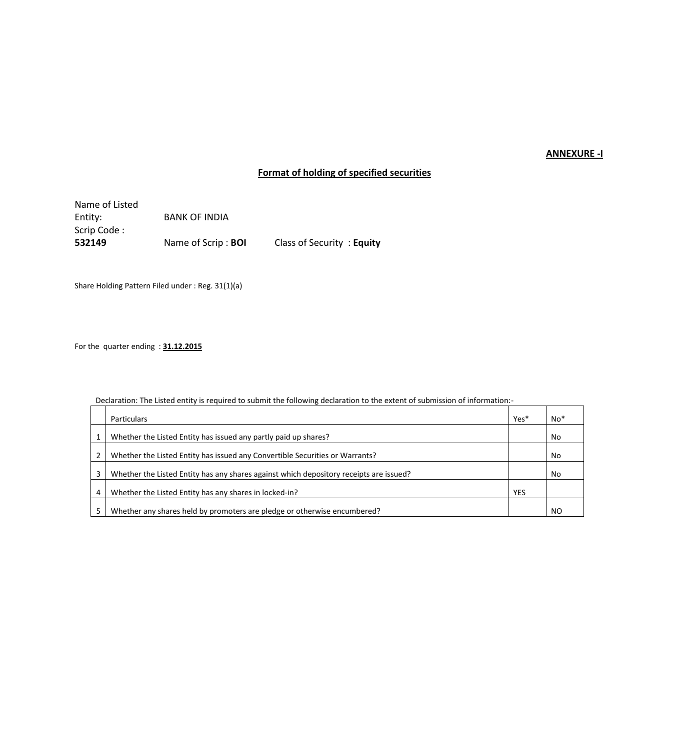**ANNEXURE -I**

## Format of holding of specified securities

Name of Listed Entity: BANK OF INDIA

Scrip Code : **532149** Name of Scrip : **BOI** Class of Security : **Equity**

Share Holding Pattern Filed under : Reg. 31(1)(a)

For the quarter ending : **31.12.2015**

Declaration: The Listed entity is required to submit the following declaration to the extent of submission of information:-

| | Particulars | Yes* | No* |
|---|---|---|---|
| 1 | Whether the Listed Entity has issued any partly paid up shares? | | No |
| 2 | Whether the Listed Entity has issued any Convertible Securities or Warrants? | | No |
| 3 | Whether the Listed Entity has any shares against which depository receipts are issued? | | No |
| 4 | Whether the Listed Entity has any shares in locked-in? | YES | |
| 5 | Whether any shares held by promoters are pledge or otherwise encumbered? | | NO |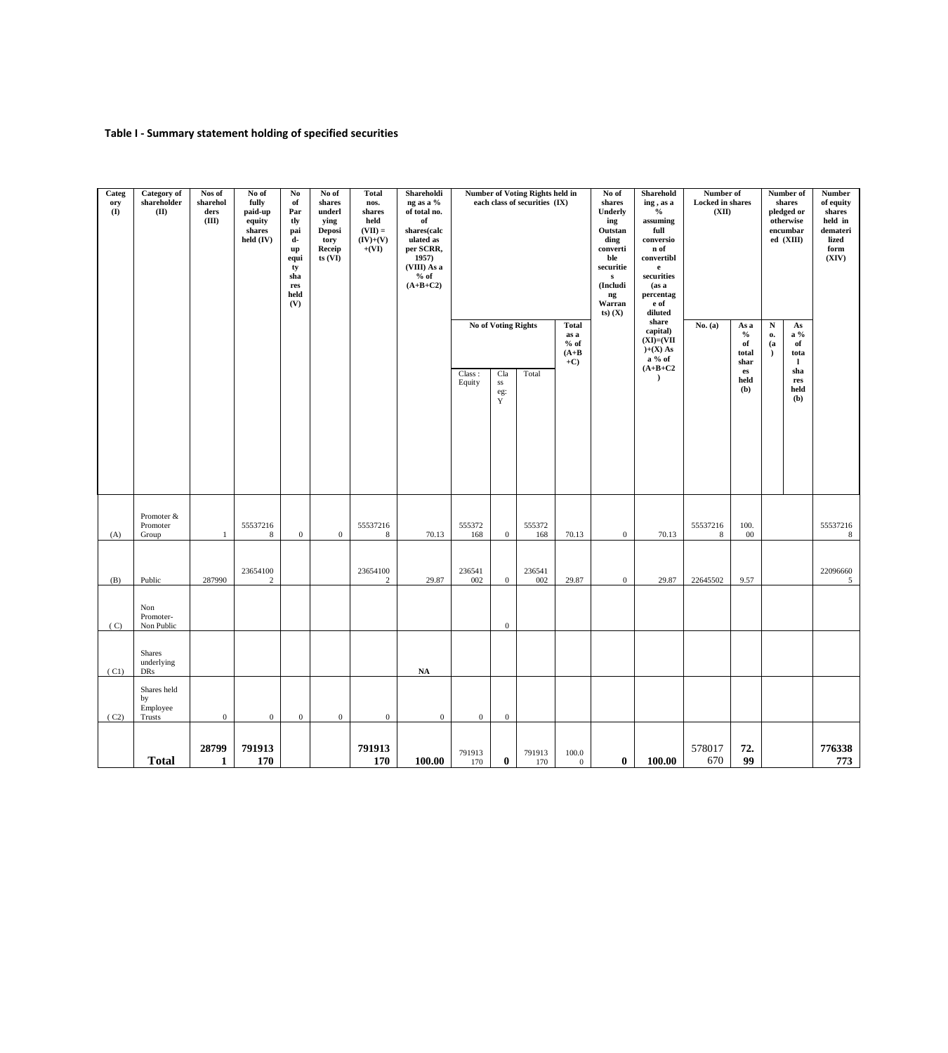### Table I - Summary statement holding of specified securities

| Category (I) | Category of shareholder (II) | Nos of shareholders (III) | No of fully paid-up equity shares held (IV) | No of Partly paid-up equity shares held (V) | No of shares underlying Depository Receipts (VI) | Total nos. shares held (VII) = (IV)+(V)+(VI) | Shareholding as a % of total no. of shares(calculated as per SCRR, 1957) (VIII) As a % of (A+B+C2) | Number of Voting Rights held in each class of securities (IX) | | | | No of shares Underlying Outstanding convertible securities (Including Warrants) (X) | Shareholding , as a % assuming full conversion of convertible securities (as a percentage of diluted share capital) (XI)=(VII)+(X) As a % of (A+B+C2) | Number of Locked in shares (XII) | | Number of shares pledged or otherwise encumbared (XIII) | | Number of equity shares held in dematerialized form (XIV) |
|---|---|---|---|---|---|---|---|---|---|---|---|---|---|---|---|---|---|---|
| | | | | | | | | No of Voting Rights | | | Total as a % of (A+B+C) | | | No. (a) | As a % of total shares held (b) | No. (a) | As a % of total shares held (b) | |
| | | | | | | | | Class : Equity | Class eg: Y | Total | | | | | | | | |
| (A) | Promoter & Promoter Group | 1 | 555372168 | 0 | 0 | 555372168 | 70.13 | 555372168 | 0 | 555372168 | 70.13 | 0 | 70.13 | 555372168 | 100.00 | | | 555372168 |
| (B) | Public | 287990 | 236541002 | | | 236541002 | 29.87 | 236541002 | 0 | 236541002 | 29.87 | 0 | 29.87 | 22645502 | 9.57 | | | 220966605 |
| ( C) | Non Promoter- Non Public | | | | | | | | 0 | | | | | | | | | |
| ( C1) | Shares underlying DRs | | | | | | NA | | | | | | | | | | | |
| ( C2) | Shares held by Employee Trusts | 0 | 0 | 0 | 0 | 0 | 0 | 0 | 0 | | | | | | | | | |
| | **Total** | **287991** | **791913170** | | | **791913170** | **100.00** | 791913170 | **0** | 791913170 | 100.00 | **0** | **100.00** | 578017670 | **72.99** | | | **776338773** |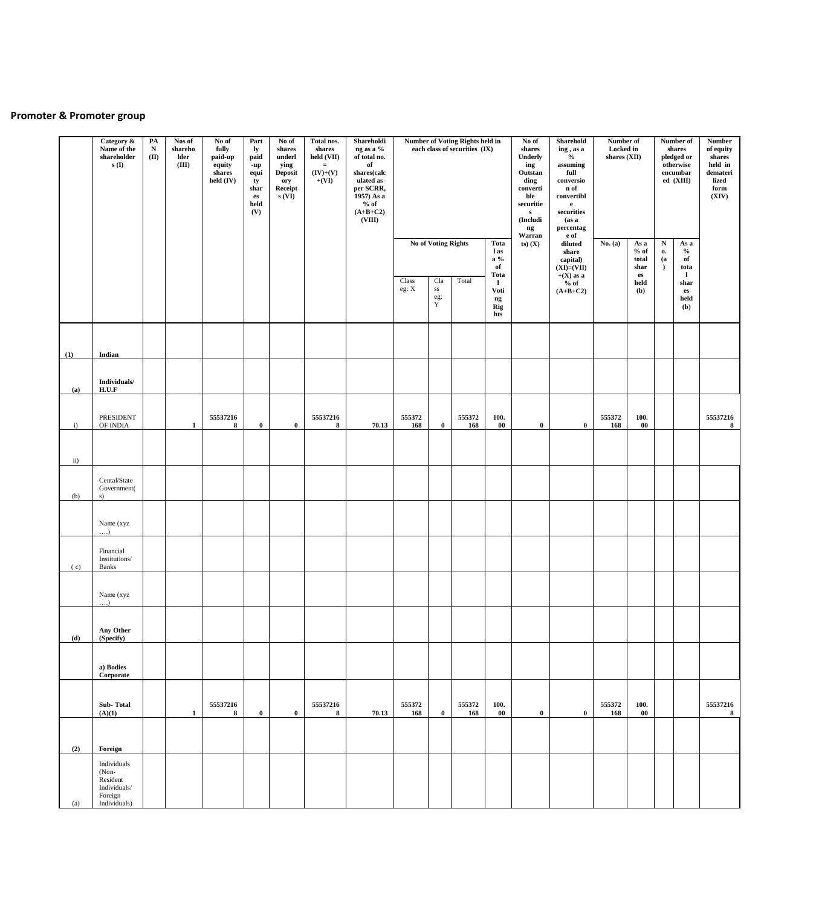## Promoter & Promoter group

| | Category & Name of the shareholders (I) | PAN (II) | Nos of shareholder (III) | No of fully paid-up equity shares held (IV) | Partly paid-up equity shares held (V) | No of shares underlying Depository Receipts (VI) | Total nos. shares held (VII) = (IV)+(V)+(VI) | Shareholding as a % of total no. of shares(calculated as per SCRR, 1957) As a % of (A+B+C2) (VIII) | Number of Voting Rights held in each class of securities (IX) | | | | No of shares Underlying Outstanding convertible securities (Including Warrants) (X) | Shareholding , as a % assuming full conversion of convertible securities (as a percentage of diluted share capital) (XI)=(VII)+(X) as a % of (A+B+C2) | Number of Locked in shares (XII) | | Number of shares pledged or otherwise encumbared (XIII) | | Number of equity shares held in dematerialized form (XIV) |
|---|---|---|---|---|---|---|---|---|---|---|---|---|---|---|---|---|---|---|---|
| | | | | | | | | | No of Voting Rights | | | Total as a % of Total Voting Rights | | | No. (a) | As a % of total shares held (b) | No. (a) | As a % of total shares held (b) | |
| | | | | | | | | | Class eg: X | Class eg: Y | Total | | | | | | | | |
| **(1)** | **Indian** | | | | | | | | | | | | | | | | | | |
| **(a)** | **Individuals/ H.U.F** | | | | | | | | | | | | | | | | | | |
| i) | PRESIDENT OF INDIA | | 1 | 555372168 | 0 | 0 | 555372168 | 70.13 | 555372168 | 0 | 555372168 | 100.00 | 0 | 0 | 555372168 | 100.00 | | | 555372168 |
| ii) | | | | | | | | | | | | | | | | | | | |
| (b) | Cental/State Government(s) | | | | | | | | | | | | | | | | | | |
| | Name (xyz ….) | | | | | | | | | | | | | | | | | | |
| ( c) | Financial Institutions/ Banks | | | | | | | | | | | | | | | | | | |
| | Name (xyz ….) | | | | | | | | | | | | | | | | | | |
| **(d)** | **Any Other (Specify)** | | | | | | | | | | | | | | | | | | |
| | **a) Bodies Corporate** | | | | | | | | | | | | | | | | | | |
| | **Sub- Total (A)(1)** | | 1 | 555372168 | 0 | 0 | 555372168 | 70.13 | 555372168 | 0 | 555372168 | 100.00 | 0 | 0 | 555372168 | 100.00 | | | 555372168 |
| **(2)** | **Foreign** | | | | | | | | | | | | | | | | | | |
| (a) | Individuals (Non-Resident Individuals/ Foreign Individuals) | | | | | | | | | | | | | | | | | | |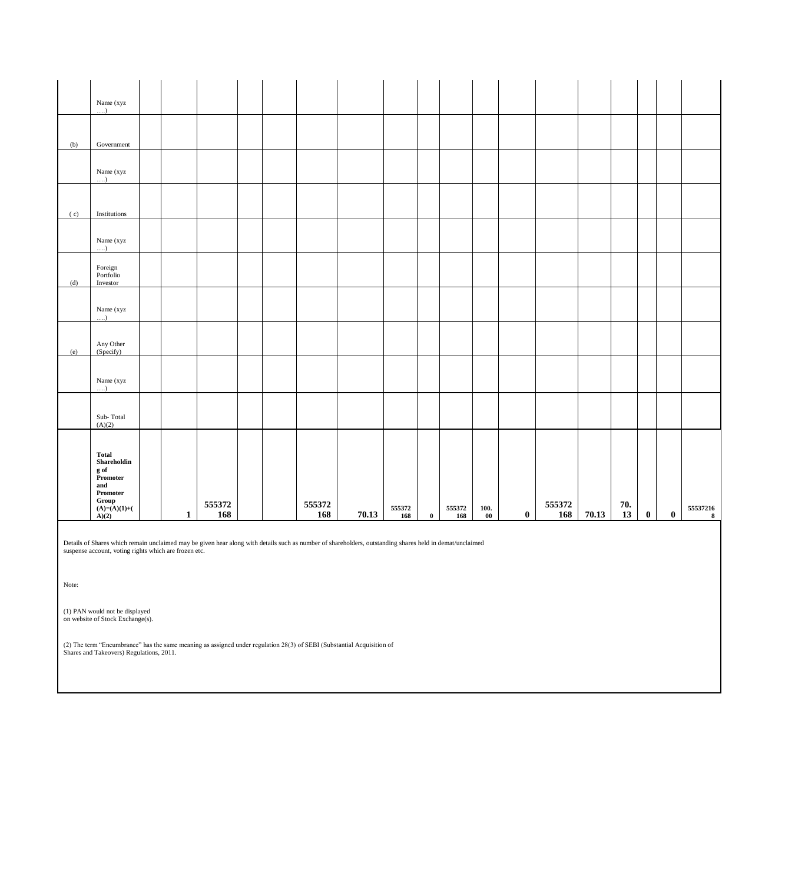| | | | | | | | | | | | | | | | | | | | |
|---|---|---|---|---|---|---|---|---|---|---|---|---|---|---|---|---|---|---|---|
| | Name (xyz ….) | | | | | | | | | | | | | | | | | | |
| (b) | Government | | | | | | | | | | | | | | | | | | |
| | Name (xyz ….) | | | | | | | | | | | | | | | | | | |
| ( c) | Institutions | | | | | | | | | | | | | | | | | | |
| | Name (xyz ….) | | | | | | | | | | | | | | | | | | |
| (d) | Foreign Portfolio Investor | | | | | | | | | | | | | | | | | | |
| | Name (xyz ….) | | | | | | | | | | | | | | | | | | |
| (e) | Any Other (Specify) | | | | | | | | | | | | | | | | | | |
| | Name (xyz ….) | | | | | | | | | | | | | | | | | | |
| | Sub- Total (A)(2) | | | | | | | | | | | | | | | | | | |
| | **Total Shareholding of Promoter and Promoter Group (A)=(A)(1)+(A)(2)** | | **1** | **555372168** | | | **555372168** | **70.13** | **555372168** | **0** | **555372168** | **100.00** | **0** | **555372168** | **70.13** | **70.13** | **0** | **0** | **555372168** |

Details of Shares which remain unclaimed may be given hear along with details such as number of shareholders, outstanding shares held in demat/unclaimed suspense account, voting rights which are frozen etc.

Note:

(1) PAN would not be displayed on website of Stock Exchange(s).

(2) The term “Encumbrance” has the same meaning as assigned under regulation 28(3) of SEBI (Substantial Acquisition of Shares and Takeovers) Regulations, 2011.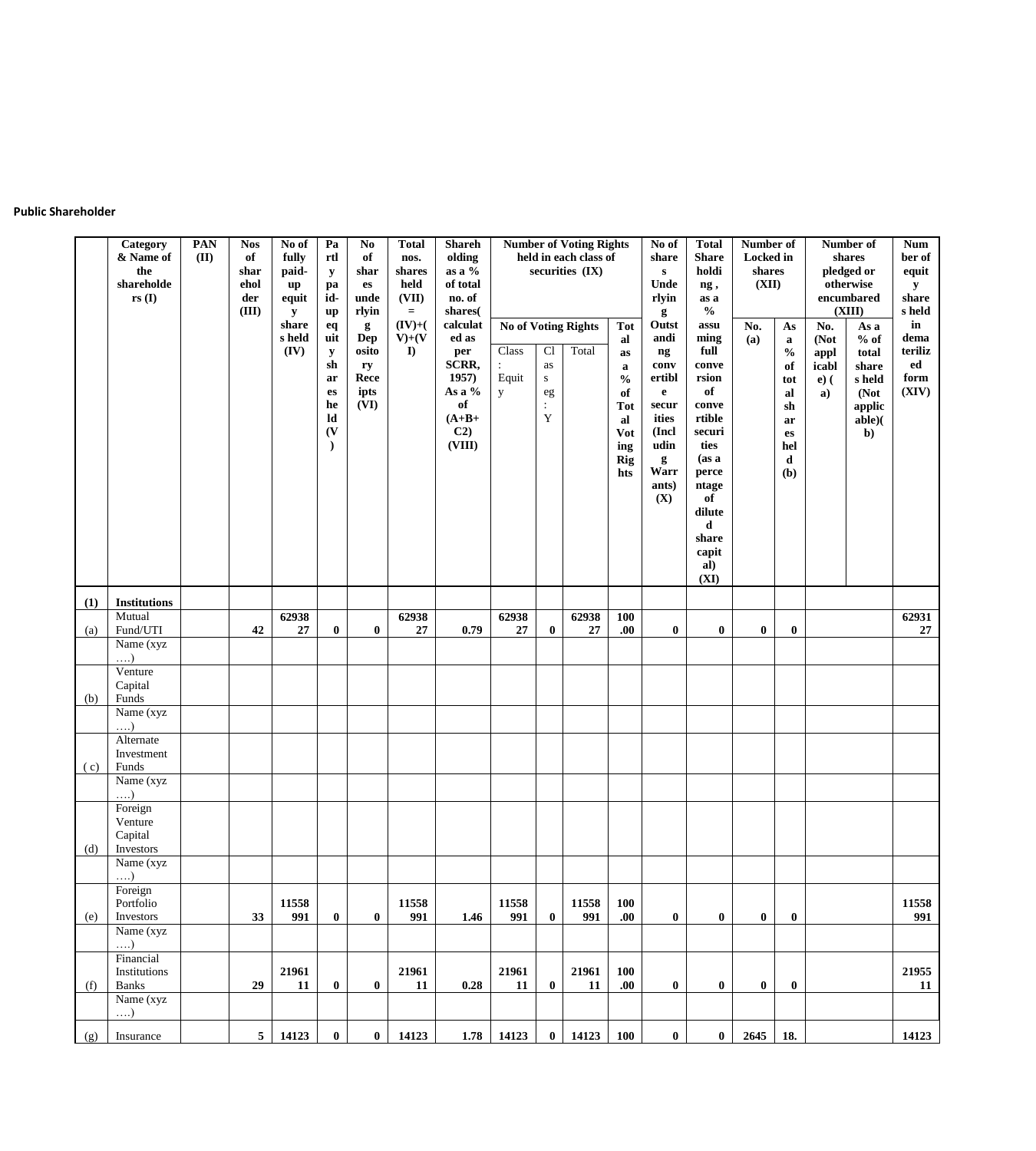**Public Shareholder**

| | Category & Name of the shareholders (I) | PAN (II) | Nos of shareholder (III) | No of fully paid-up equity shares held (IV) | Partly paid-up equity shares held (V) | No of shares underlying Depository Receipts (VI) | Total nos. shares held (VII) = (IV)+(V)+(VI) | Shareholding as a % of total no. of shares(calculated as per SCRR, 1957) As a % of (A+B+C2) (VIII) | Number of Voting Rights held in each class of securities (IX) | | | | No of shares Underlying Outstanding convertible securities (Including Warrants) (X) | Total Shareholding , as a % assuming full conversion of convertible securities (as a percentage of diluted share capital) (XI) | Number of Locked in shares (XII) | | Number of shares pledged or otherwise encumbared (XIII) | | Number of equity shares held in dematerilized form (XIV) |
|---|---|---|---|---|---|---|---|---|---|---|---|---|---|---|---|---|---|---|---|
| | | | | | | | | | No of Voting Rights | | | Total as a % of Total Voting Rights | | | No. (a) | As a % of total shares held (b) | No. (Not applicable) (a) | As a % of total shares held (Not applicable)(b) | |
| | | | | | | | | | Class : Equity | Class eg : Y | Total | | | | | | | | |
| **(1)** | **Institutions** | | | | | | | | | | | | | | | | | | |
| (a) | Mutual Fund/UTI | | **42** | **6293827** | **0** | **0** | **6293827** | **0.79** | **6293827** | **0** | **6293827** | **100.00** | **0** | **0** | **0** | **0** | | | **6293127** |
| | Name (xyz ….) | | | | | | | | | | | | | | | | | | |
| (b) | Venture Capital Funds | | | | | | | | | | | | | | | | | | |
| | Name (xyz ….) | | | | | | | | | | | | | | | | | | |
| ( c) | Alternate Investment Funds | | | | | | | | | | | | | | | | | | |
| | Name (xyz ….) | | | | | | | | | | | | | | | | | | |
| (d) | Foreign Venture Capital Investors | | | | | | | | | | | | | | | | | | |
| | Name (xyz ….) | | | | | | | | | | | | | | | | | | |
| (e) | Foreign Portfolio Investors | | **33** | **11558991** | **0** | **0** | **11558991** | **1.46** | **11558991** | **0** | **11558991** | **100.00** | **0** | **0** | **0** | **0** | | | **11558991** |
| | Name (xyz ….) | | | | | | | | | | | | | | | | | | |
| (f) | Financial Institutions Banks | | **29** | **2196111** | **0** | **0** | **2196111** | **0.28** | **2196111** | **0** | **2196111** | **100.00** | **0** | **0** | **0** | **0** | | | **2195511** |
| | Name (xyz ….) | | | | | | | | | | | | | | | | | | |
| (g) | Insurance | | **5** | **14123** | **0** | **0** | **14123** | **1.78** | **14123** | **0** | **14123** | **100** | **0** | **0** | **2645** | **18.** | | | **14123** |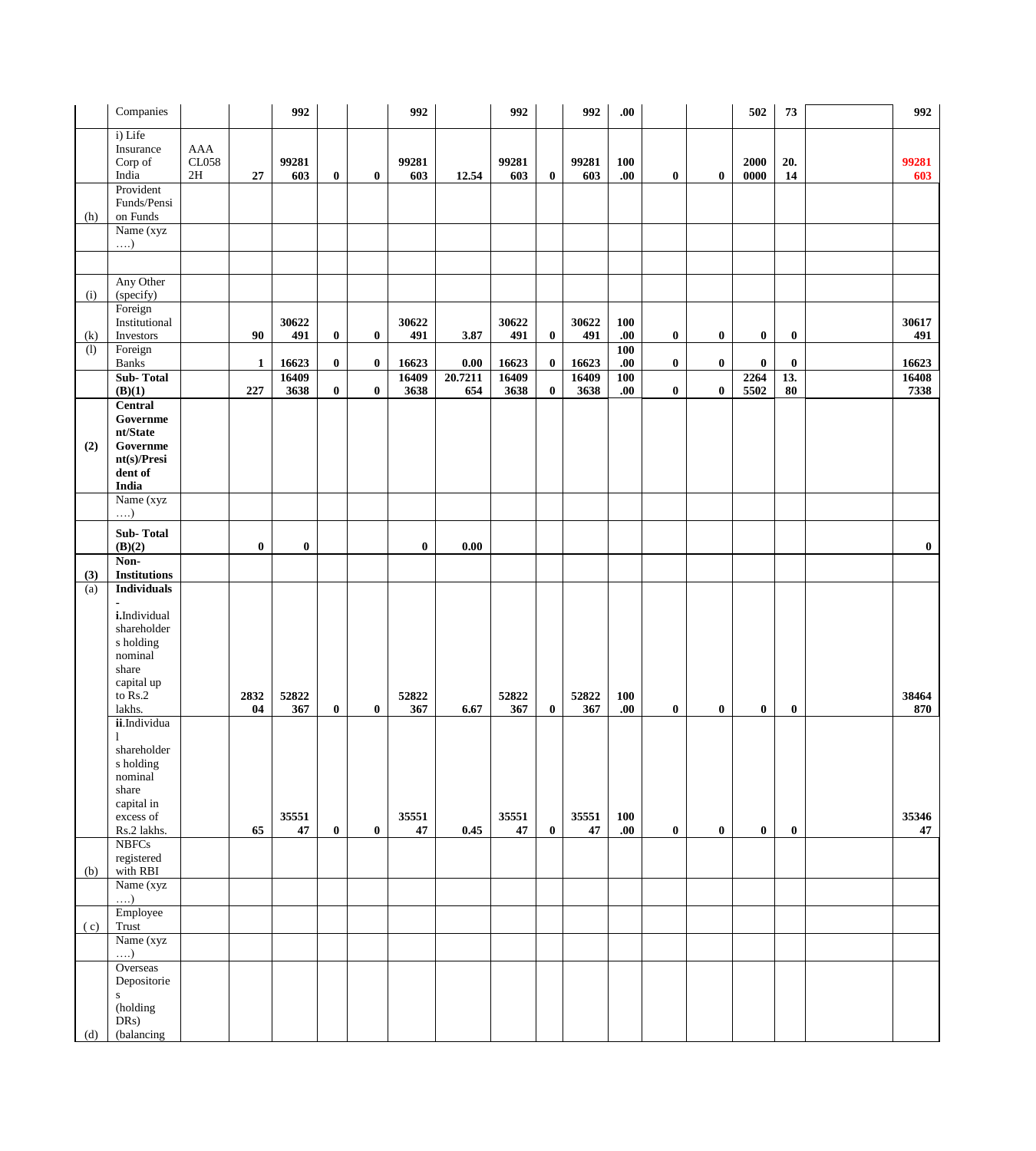| | Companies | | | 992 | | | 992 | | 992 | | 992 | .00 | | | 502 | 73 | | 992 |
|---|---|---|---|---|---|---|---|---|---|---|---|---|---|---|---|---|---|---|
| | i) Life Insurance Corp of India | AAACL0582H | 27 | 99281603 | 0 | 0 | 99281603 | 12.54 | 99281603 | 0 | 99281603 | 100.00 | 0 | 0 | 20000000 | 20.14 | | 99281603 |
| (h) | Provident Funds/Pension Funds | | | | | | | | | | | | | | | | | |
| | Name (xyz ….) | | | | | | | | | | | | | | | | | |
| | | | | | | | | | | | | | | | | | | |
| (i) | Any Other (specify) | | | | | | | | | | | | | | | | | |
| (k) | Foreign Institutional Investors | | 90 | 30622491 | 0 | 0 | 30622491 | 3.87 | 30622491 | 0 | 30622491 | 100.00 | 0 | 0 | 0 | 0 | | 30617491 |
| (l) | Foreign Banks | | 1 | 16623 | 0 | 0 | 16623 | 0.00 | 16623 | 0 | 16623 | 100.00 | 0 | 0 | 0 | 0 | | 16623 |
| | **Sub- Total (B)(1)** | | 227 | 164093638 | 0 | 0 | 164093638 | 20.7211654 | 164093638 | 0 | 164093638 | 100.00 | 0 | 0 | 22645502 | 13.80 | | 164087338 |
| **(2)** | **Central Government/State Government(s)/President of India** | | | | | | | | | | | | | | | | | |
| | Name (xyz ….) | | | | | | | | | | | | | | | | | |
| | **Sub- Total (B)(2)** | | 0 | 0 | | | 0 | 0.00 | | | | | | | | | | 0 |
| **(3)** | **Non-Institutions** | | | | | | | | | | | | | | | | | |
| (a) | **Individuals** - **i.**Individual shareholders holding nominal share capital up to Rs.2 lakhs. | | 283204 | 52822367 | 0 | 0 | 52822367 | 6.67 | 52822367 | 0 | 52822367 | 100.00 | 0 | 0 | 0 | 0 | | 38464870 |
| | **ii**.Individual shareholders holding nominal share capital in excess of Rs.2 lakhs. | | 65 | 3555147 | 0 | 0 | 3555147 | 0.45 | 3555147 | 0 | 3555147 | 100.00 | 0 | 0 | 0 | 0 | | 3534647 |
| (b) | NBFCs registered with RBI | | | | | | | | | | | | | | | | | |
| | Name (xyz ….) | | | | | | | | | | | | | | | | | |
| ( c) | Employee Trust | | | | | | | | | | | | | | | | | |
| | Name (xyz ….) | | | | | | | | | | | | | | | | | |
| (d) | Overseas Depositories (holding DRs) (balancing | | | | | | | | | | | | | | | | | |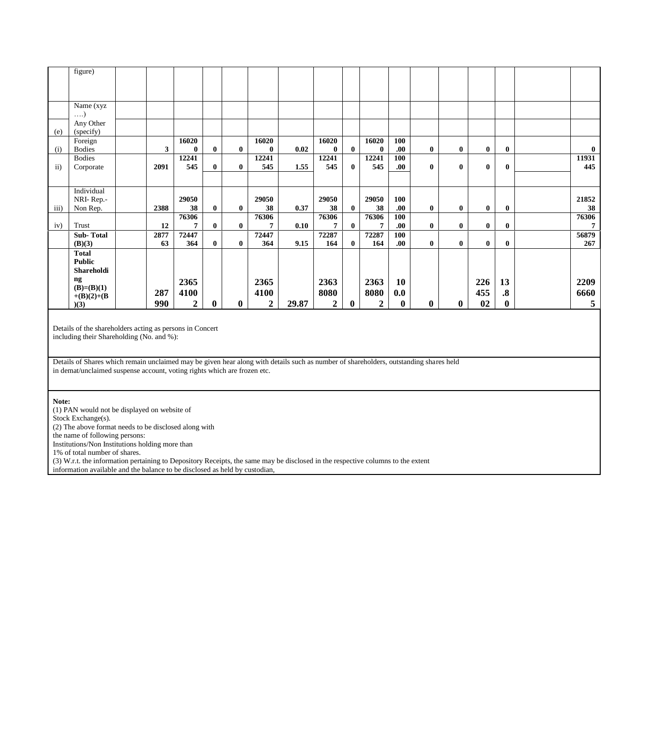| | figure) | | | | | | | | | | | | | | | | | | |
|---|---|---|---|---|---|---|---|---|---|---|---|---|---|---|---|---|---|---|---|
| | Name (xyz ….) | | | | | | | | | | | | | | | | | | |
| (e) | Any Other (specify) | | | | | | | | | | | | | | | | | | |
| (i) | Foreign Bodies | | **3** | **160200** | **0** | **0** | **160200** | **0.02** | **160200** | **0** | **160200** | **100.00** | **0** | **0** | **0** | **0** | | **0** |
| ii) | Bodies Corporate | | **2091** | **12241545** | **0** | **0** | **12241545** | **1.55** | **12241545** | **0** | **12241545** | **100.00** | **0** | **0** | **0** | **0** | | **11931445** |
| iii) | Individual NRI- Rep.- Non Rep. | | **2388** | **2905038** | **0** | **0** | **2905038** | **0.37** | **2905038** | **0** | **2905038** | **100.00** | **0** | **0** | **0** | **0** | | **2185238** |
| iv) | Trust | | **12** | **763067** | **0** | **0** | **763067** | **0.10** | **763067** | **0** | **763067** | **100.00** | **0** | **0** | **0** | **0** | | **763067** |
| | **Sub- Total (B)(3)** | | **287763** | **72447364** | **0** | **0** | **72447364** | **9.15** | **72287164** | **0** | **72287164** | **100.00** | **0** | **0** | **0** | **0** | | **56879267** |
| | **Total Public Shareholding (B)=(B)(1)+(B)(2)+(B)(3)** | | **287990** | **23654100 2** | **0** | **0** | **23654100 2** | **29.87** | **23638080 2** | **0** | **23638080 2** | **100.00** | **0** | **0** | **22645502** | **13.80** | | **22096660 5** |

Details of the shareholders acting as persons in Concert including their Shareholding (No. and %):

Details of Shares which remain unclaimed may be given hear along with details such as number of shareholders, outstanding shares held in demat/unclaimed suspense account, voting rights which are frozen etc.

**Note:**
(1) PAN would not be displayed on website of Stock Exchange(s).
(2) The above format needs to be disclosed along with the name of following persons:
Institutions/Non Institutions holding more than 1% of total number of shares.
(3) W.r.t. the information pertaining to Depository Receipts, the same may be disclosed in the respective columns to the extent information available and the balance to be disclosed as held by custodian,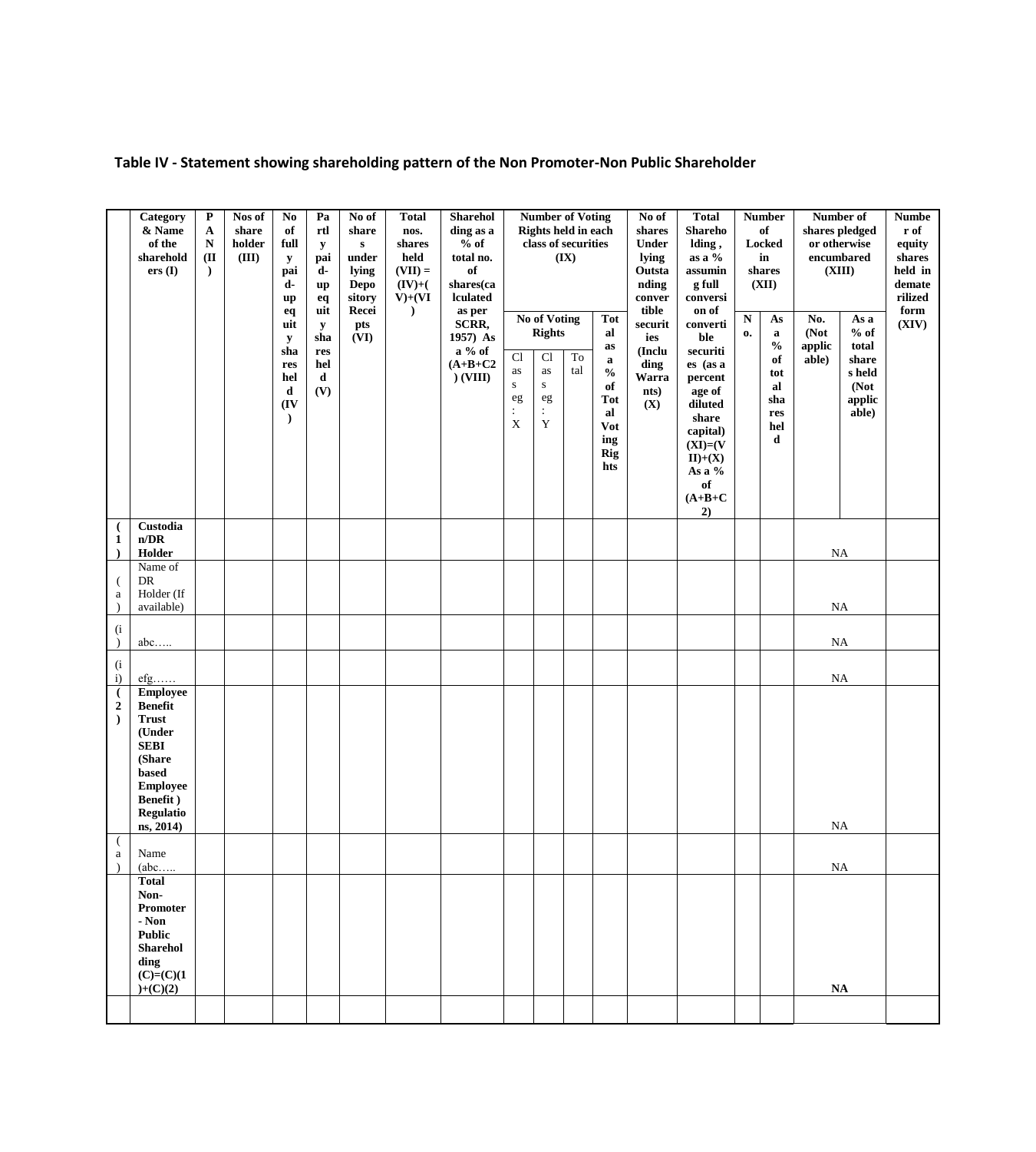**Table IV - Statement showing shareholding pattern of the Non Promoter-Non Public Shareholder**

| | Category & Name of the shareholders (I) | PAN (II) | Nos of shareholder (III) | No of fully paid-up equity shares held (IV) | Partly paid-up equity shares held (V) | No of shares underlying Depository Receipts (VI) | Total nos. shares held (VII) = (IV)+(V)+(VI) | Shareholding as a % of total no. of shares(calculated as per SCRR, 1957) As a % of (A+B+C2) (VIII) | Number of Voting Rights held in each class of securities (IX) | | | | No of shares Underlying Outstanding convertible securities (Including Warrants) (X) | Total Shareholding , as a % assuming full conversion of convertible securities (as a percentage of diluted share capital) (XI)=(VII)+(X) As a % of (A+B+C2) | Number of Locked in shares (XII) | | Number of shares pledged or otherwise encumbared (XIII) | | Number of equity shares held in dematerilized form (XIV) |
|---|---|---|---|---|---|---|---|---|---|---|---|---|---|---|---|---|---|---|---|
| | | | | | | | | | No of Voting Rights | | | Total as a % of Total Voting Rights | | | No. | As a % of total shares held | No. (Not applicable) | As a % of total shares held (Not applicable) | |
| | | | | | | | | | Class eg: X | Class eg: Y | Total | | | | | | | | |
| (1) | **Custodian/DR Holder** | | | | | | | | | | | | | | | | NA | | |
| (a) | Name of DR Holder (If available) | | | | | | | | | | | | | | | | NA | | |
| (i) | abc….. | | | | | | | | | | | | | | | | NA | | |
| (ii) | efg…… | | | | | | | | | | | | | | | | NA | | |
| (2) | **Employee Benefit Trust (Under SEBI (Share based Employee Benefit ) Regulations, 2014)** | | | | | | | | | | | | | | | | NA | | |
| (a) | Name (abc….. | | | | | | | | | | | | | | | | NA | | |
| | **Total Non-Promoter - Non Public Shareholding (C)=(C)(1)+(C)(2)** | | | | | | | | | | | | | | | | **NA** | | |
| | | | | | | | | | | | | | | | | | | | |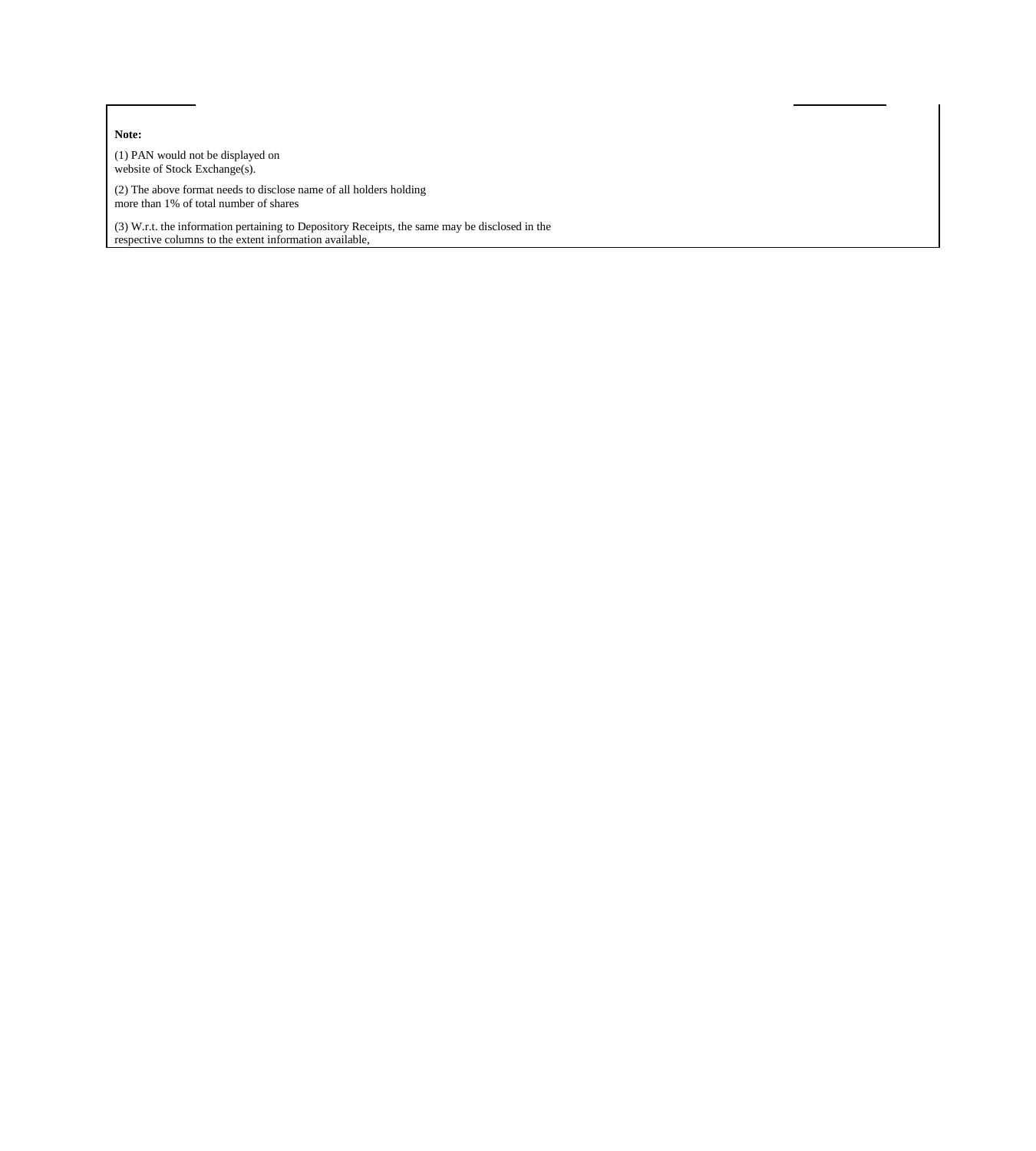**Note:**

(1) PAN would not be displayed on website of Stock Exchange(s).

(2) The above format needs to disclose name of all holders holding more than 1% of total number of shares

(3) W.r.t. the information pertaining to Depository Receipts, the same may be disclosed in the respective columns to the extent information available,